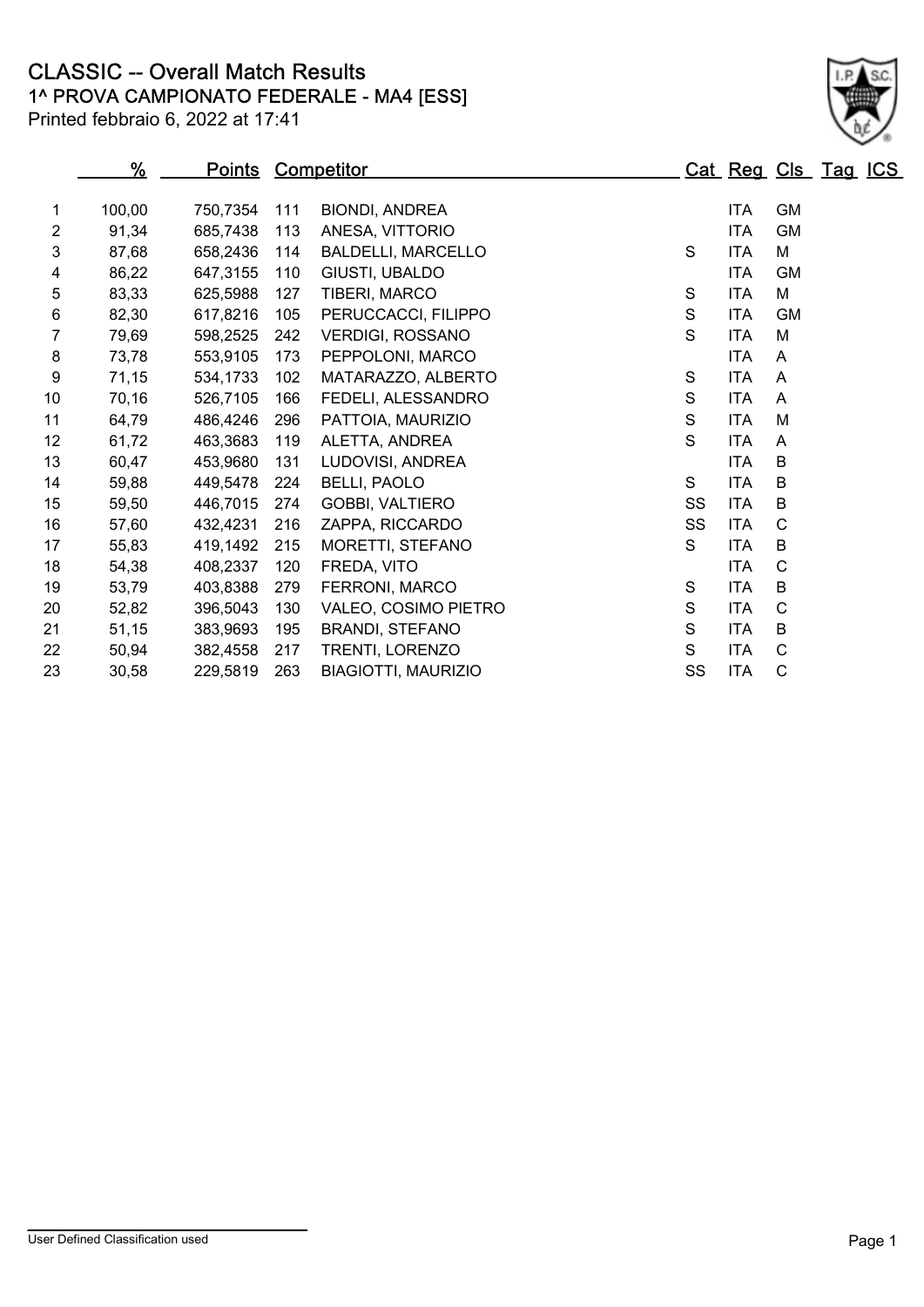# CLASSIC -- Overall Match Results

## 1^ PROVA CAMPIONATO FEDERALE - MA4 [ESS]

Printed febbraio 6, 2022 at 17:41

| | % | Points | Competitor | | Cat | Reg | Cls | Tag | ICS |
|---|---|---|---|---|---|---|---|---|---|
| 1 | 100,00 | 750,7354 | 111 | BIONDI, ANDREA | | ITA | GM | | |
| 2 | 91,34 | 685,7438 | 113 | ANESA, VITTORIO | | ITA | GM | | |
| 3 | 87,68 | 658,2436 | 114 | BALDELLI, MARCELLO | S | ITA | M | | |
| 4 | 86,22 | 647,3155 | 110 | GIUSTI, UBALDO | | ITA | GM | | |
| 5 | 83,33 | 625,5988 | 127 | TIBERI, MARCO | S | ITA | M | | |
| 6 | 82,30 | 617,8216 | 105 | PERUCCACCI, FILIPPO | S | ITA | GM | | |
| 7 | 79,69 | 598,2525 | 242 | VERDIGI, ROSSANO | S | ITA | M | | |
| 8 | 73,78 | 553,9105 | 173 | PEPPOLONI, MARCO | | ITA | A | | |
| 9 | 71,15 | 534,1733 | 102 | MATARAZZO, ALBERTO | S | ITA | A | | |
| 10 | 70,16 | 526,7105 | 166 | FEDELI, ALESSANDRO | S | ITA | A | | |
| 11 | 64,79 | 486,4246 | 296 | PATTOIA, MAURIZIO | S | ITA | M | | |
| 12 | 61,72 | 463,3683 | 119 | ALETTA, ANDREA | S | ITA | A | | |
| 13 | 60,47 | 453,9680 | 131 | LUDOVISI, ANDREA | | ITA | B | | |
| 14 | 59,88 | 449,5478 | 224 | BELLI, PAOLO | S | ITA | B | | |
| 15 | 59,50 | 446,7015 | 274 | GOBBI, VALTIERO | SS | ITA | B | | |
| 16 | 57,60 | 432,4231 | 216 | ZAPPA, RICCARDO | SS | ITA | C | | |
| 17 | 55,83 | 419,1492 | 215 | MORETTI, STEFANO | S | ITA | B | | |
| 18 | 54,38 | 408,2337 | 120 | FREDA, VITO | | ITA | C | | |
| 19 | 53,79 | 403,8388 | 279 | FERRONI, MARCO | S | ITA | B | | |
| 20 | 52,82 | 396,5043 | 130 | VALEO, COSIMO PIETRO | S | ITA | C | | |
| 21 | 51,15 | 383,9693 | 195 | BRANDI, STEFANO | S | ITA | B | | |
| 22 | 50,94 | 382,4558 | 217 | TRENTI, LORENZO | S | ITA | C | | |
| 23 | 30,58 | 229,5819 | 263 | BIAGIOTTI, MAURIZIO | SS | ITA | C | | |

User Defined Classification used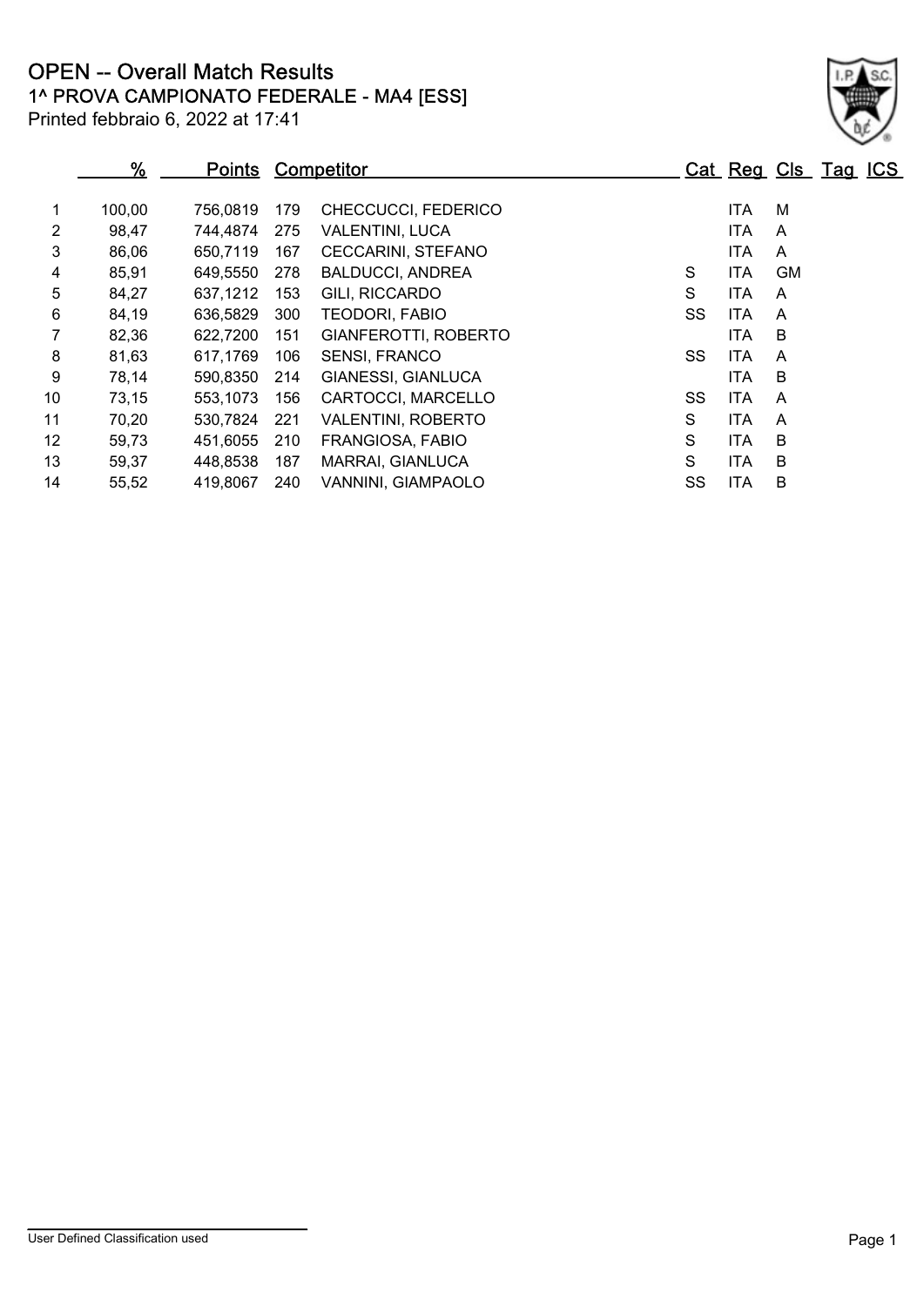# OPEN -- Overall Match Results

## 1^ PROVA CAMPIONATO FEDERALE - MA4 [ESS]

Printed febbraio 6, 2022 at 17:41

| | % | Points | Competitor | | Cat | Reg | Cls | Tag | ICS |
|---|---|---|---|---|---|---|---|---|---|
| 1 | 100,00 | 756,0819 | 179 | CHECCUCCI, FEDERICO | | ITA | M | | |
| 2 | 98,47 | 744,4874 | 275 | VALENTINI, LUCA | | ITA | A | | |
| 3 | 86,06 | 650,7119 | 167 | CECCARINI, STEFANO | | ITA | A | | |
| 4 | 85,91 | 649,5550 | 278 | BALDUCCI, ANDREA | S | ITA | GM | | |
| 5 | 84,27 | 637,1212 | 153 | GILI, RICCARDO | S | ITA | A | | |
| 6 | 84,19 | 636,5829 | 300 | TEODORI, FABIO | SS | ITA | A | | |
| 7 | 82,36 | 622,7200 | 151 | GIANFEROTTI, ROBERTO | | ITA | B | | |
| 8 | 81,63 | 617,1769 | 106 | SENSI, FRANCO | SS | ITA | A | | |
| 9 | 78,14 | 590,8350 | 214 | GIANESSI, GIANLUCA | | ITA | B | | |
| 10 | 73,15 | 553,1073 | 156 | CARTOCCI, MARCELLO | SS | ITA | A | | |
| 11 | 70,20 | 530,7824 | 221 | VALENTINI, ROBERTO | S | ITA | A | | |
| 12 | 59,73 | 451,6055 | 210 | FRANGIOSA, FABIO | S | ITA | B | | |
| 13 | 59,37 | 448,8538 | 187 | MARRAI, GIANLUCA | S | ITA | B | | |
| 14 | 55,52 | 419,8067 | 240 | VANNINI, GIAMPAOLO | SS | ITA | B | | |

User Defined Classification used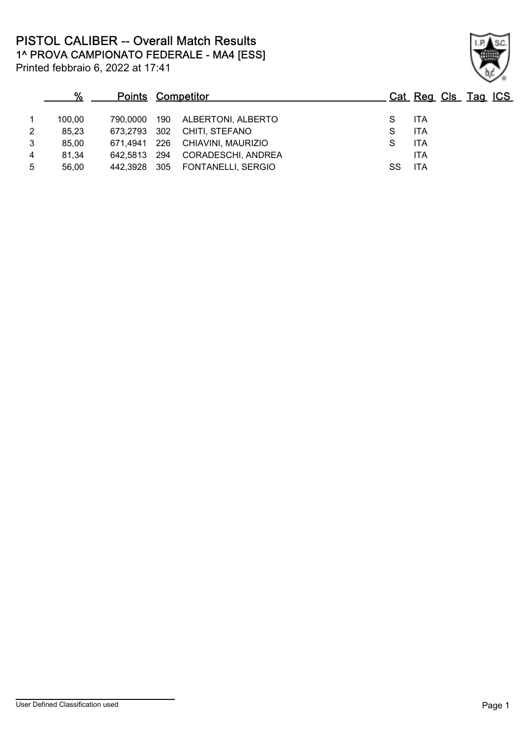# PISTOL CALIBER -- Overall Match Results

## 1^ PROVA CAMPIONATO FEDERALE - MA4 [ESS]

Printed febbraio 6, 2022 at 17:41

| | % | Points | Competitor | | Cat | Reg | Cls | Tag | ICS |
|---|---|---|---|---|---|---|---|---|---|
| 1 | 100,00 | 790,0000 | 190 | ALBERTONI, ALBERTO | S | ITA | | | |
| 2 | 85,23 | 673,2793 | 302 | CHITI, STEFANO | S | ITA | | | |
| 3 | 85,00 | 671,4941 | 226 | CHIAVINI, MAURIZIO | S | ITA | | | |
| 4 | 81,34 | 642,5813 | 294 | CORADESCHI, ANDREA | | ITA | | | |
| 5 | 56,00 | 442,3928 | 305 | FONTANELLI, SERGIO | SS | ITA | | | |

User Defined Classification used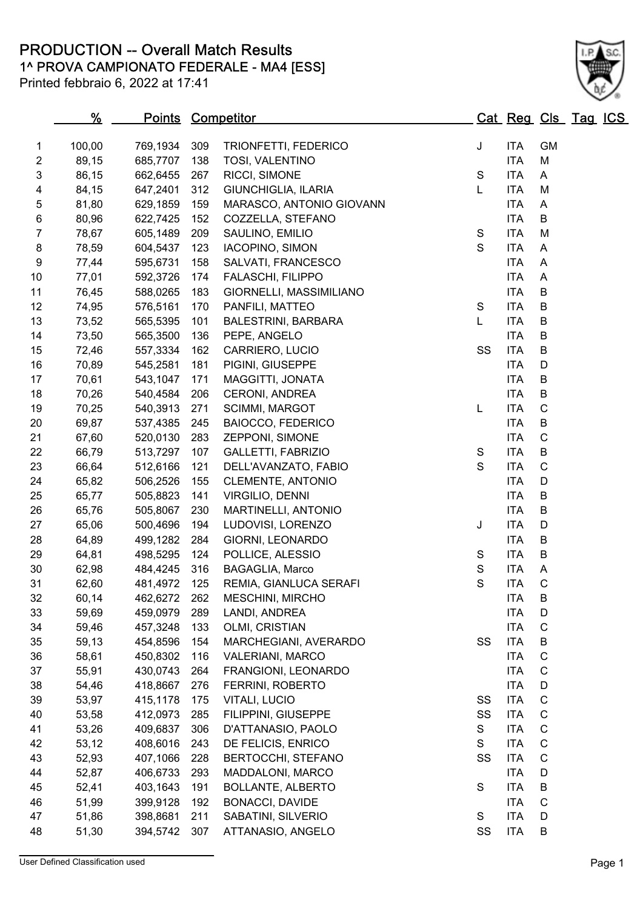# PRODUCTION -- Overall Match Results

## 1^ PROVA CAMPIONATO FEDERALE - MA4 [ESS]

Printed febbraio 6, 2022 at 17:41

| | % | Points | Competitor | | Cat | Reg | Cls | Tag | ICS |
|---|---|---|---|---|---|---|---|---|---|
| 1 | 100,00 | 769,1934 | 309 | TRIONFETTI, FEDERICO | J | ITA | GM | | |
| 2 | 89,15 | 685,7707 | 138 | TOSI, VALENTINO | | ITA | M | | |
| 3 | 86,15 | 662,6455 | 267 | RICCI, SIMONE | S | ITA | A | | |
| 4 | 84,15 | 647,2401 | 312 | GIUNCHIGLIA, ILARIA | L | ITA | M | | |
| 5 | 81,80 | 629,1859 | 159 | MARASCO, ANTONIO GIOVANN | | ITA | A | | |
| 6 | 80,96 | 622,7425 | 152 | COZZELLA, STEFANO | | ITA | B | | |
| 7 | 78,67 | 605,1489 | 209 | SAULINO, EMILIO | S | ITA | M | | |
| 8 | 78,59 | 604,5437 | 123 | IACOPINO, SIMON | S | ITA | A | | |
| 9 | 77,44 | 595,6731 | 158 | SALVATI, FRANCESCO | | ITA | A | | |
| 10 | 77,01 | 592,3726 | 174 | FALASCHI, FILIPPO | | ITA | A | | |
| 11 | 76,45 | 588,0265 | 183 | GIORNELLI, MASSIMILIANO | | ITA | B | | |
| 12 | 74,95 | 576,5161 | 170 | PANFILI, MATTEO | S | ITA | B | | |
| 13 | 73,52 | 565,5395 | 101 | BALESTRINI, BARBARA | L | ITA | B | | |
| 14 | 73,50 | 565,3500 | 136 | PEPE, ANGELO | | ITA | B | | |
| 15 | 72,46 | 557,3334 | 162 | CARRIERO, LUCIO | SS | ITA | B | | |
| 16 | 70,89 | 545,2581 | 181 | PIGINI, GIUSEPPE | | ITA | D | | |
| 17 | 70,61 | 543,1047 | 171 | MAGGITTI, JONATA | | ITA | B | | |
| 18 | 70,26 | 540,4584 | 206 | CERONI, ANDREA | | ITA | B | | |
| 19 | 70,25 | 540,3913 | 271 | SCIMMI, MARGOT | L | ITA | C | | |
| 20 | 69,87 | 537,4385 | 245 | BAIOCCO, FEDERICO | | ITA | B | | |
| 21 | 67,60 | 520,0130 | 283 | ZEPPONI, SIMONE | | ITA | C | | |
| 22 | 66,79 | 513,7297 | 107 | GALLETTI, FABRIZIO | S | ITA | B | | |
| 23 | 66,64 | 512,6166 | 121 | DELL'AVANZATO, FABIO | S | ITA | C | | |
| 24 | 65,82 | 506,2526 | 155 | CLEMENTE, ANTONIO | | ITA | D | | |
| 25 | 65,77 | 505,8823 | 141 | VIRGILIO, DENNI | | ITA | B | | |
| 26 | 65,76 | 505,8067 | 230 | MARTINELLI, ANTONIO | | ITA | B | | |
| 27 | 65,06 | 500,4696 | 194 | LUDOVISI, LORENZO | J | ITA | D | | |
| 28 | 64,89 | 499,1282 | 284 | GIORNI, LEONARDO | | ITA | B | | |
| 29 | 64,81 | 498,5295 | 124 | POLLICE, ALESSIO | S | ITA | B | | |
| 30 | 62,98 | 484,4245 | 316 | BAGAGLIA, Marco | S | ITA | A | | |
| 31 | 62,60 | 481,4972 | 125 | REMIA, GIANLUCA SERAFI | S | ITA | C | | |
| 32 | 60,14 | 462,6272 | 262 | MESCHINI, MIRCHO | | ITA | B | | |
| 33 | 59,69 | 459,0979 | 289 | LANDI, ANDREA | | ITA | D | | |
| 34 | 59,46 | 457,3248 | 133 | OLMI, CRISTIAN | | ITA | C | | |
| 35 | 59,13 | 454,8596 | 154 | MARCHEGIANI, AVERARDO | SS | ITA | B | | |
| 36 | 58,61 | 450,8302 | 116 | VALERIANI, MARCO | | ITA | C | | |
| 37 | 55,91 | 430,0743 | 264 | FRANGIONI, LEONARDO | | ITA | C | | |
| 38 | 54,46 | 418,8667 | 276 | FERRINI, ROBERTO | | ITA | D | | |
| 39 | 53,97 | 415,1178 | 175 | VITALI, LUCIO | SS | ITA | C | | |
| 40 | 53,58 | 412,0973 | 285 | FILIPPINI, GIUSEPPE | SS | ITA | C | | |
| 41 | 53,26 | 409,6837 | 306 | D'ATTANASIO, PAOLO | S | ITA | C | | |
| 42 | 53,12 | 408,6016 | 243 | DE FELICIS, ENRICO | S | ITA | C | | |
| 43 | 52,93 | 407,1066 | 228 | BERTOCCHI, STEFANO | SS | ITA | C | | |
| 44 | 52,87 | 406,6733 | 293 | MADDALONI, MARCO | | ITA | D | | |
| 45 | 52,41 | 403,1643 | 191 | BOLLANTE, ALBERTO | S | ITA | B | | |
| 46 | 51,99 | 399,9128 | 192 | BONACCI, DAVIDE | | ITA | C | | |
| 47 | 51,86 | 398,8681 | 211 | SABATINI, SILVERIO | S | ITA | D | | |
| 48 | 51,30 | 394,5742 | 307 | ATTANASIO, ANGELO | SS | ITA | B | | |

User Defined Classification used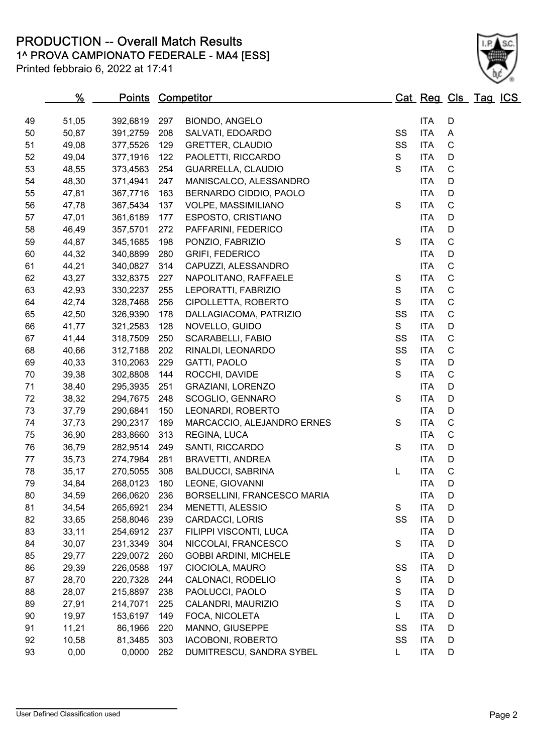# PRODUCTION -- Overall Match Results

## 1^ PROVA CAMPIONATO FEDERALE - MA4 [ESS]

Printed febbraio 6, 2022 at 17:41

| | % | Points | Competitor | | Cat | Reg | Cls | Tag | ICS |
|---|---|---|---|---|---|---|---|---|---|
| 49 | 51,05 | 392,6819 | 297 | BIONDO, ANGELO | | ITA | D | | |
| 50 | 50,87 | 391,2759 | 208 | SALVATI, EDOARDO | SS | ITA | A | | |
| 51 | 49,08 | 377,5526 | 129 | GRETTER, CLAUDIO | SS | ITA | C | | |
| 52 | 49,04 | 377,1916 | 122 | PAOLETTI, RICCARDO | S | ITA | D | | |
| 53 | 48,55 | 373,4563 | 254 | GUARRELLA, CLAUDIO | S | ITA | C | | |
| 54 | 48,30 | 371,4941 | 247 | MANISCALCO, ALESSANDRO | | ITA | D | | |
| 55 | 47,81 | 367,7716 | 163 | BERNARDO CIDDIO, PAOLO | | ITA | D | | |
| 56 | 47,78 | 367,5434 | 137 | VOLPE, MASSIMILIANO | S | ITA | C | | |
| 57 | 47,01 | 361,6189 | 177 | ESPOSTO, CRISTIANO | | ITA | D | | |
| 58 | 46,49 | 357,5701 | 272 | PAFFARINI, FEDERICO | | ITA | D | | |
| 59 | 44,87 | 345,1685 | 198 | PONZIO, FABRIZIO | S | ITA | C | | |
| 60 | 44,32 | 340,8899 | 280 | GRIFI, FEDERICO | | ITA | D | | |
| 61 | 44,21 | 340,0827 | 314 | CAPUZZI, ALESSANDRO | | ITA | C | | |
| 62 | 43,27 | 332,8375 | 227 | NAPOLITANO, RAFFAELE | S | ITA | C | | |
| 63 | 42,93 | 330,2237 | 255 | LEPORATTI, FABRIZIO | S | ITA | C | | |
| 64 | 42,74 | 328,7468 | 256 | CIPOLLETTA, ROBERTO | S | ITA | C | | |
| 65 | 42,50 | 326,9390 | 178 | DALLAGIACOMA, PATRIZIO | SS | ITA | C | | |
| 66 | 41,77 | 321,2583 | 128 | NOVELLO, GUIDO | S | ITA | D | | |
| 67 | 41,44 | 318,7509 | 250 | SCARABELLI, FABIO | SS | ITA | C | | |
| 68 | 40,66 | 312,7188 | 202 | RINALDI, LEONARDO | SS | ITA | C | | |
| 69 | 40,33 | 310,2063 | 229 | GATTI, PAOLO | S | ITA | D | | |
| 70 | 39,38 | 302,8808 | 144 | ROCCHI, DAVIDE | S | ITA | C | | |
| 71 | 38,40 | 295,3935 | 251 | GRAZIANI, LORENZO | | ITA | D | | |
| 72 | 38,32 | 294,7675 | 248 | SCOGLIO, GENNARO | S | ITA | D | | |
| 73 | 37,79 | 290,6841 | 150 | LEONARDI, ROBERTO | | ITA | D | | |
| 74 | 37,73 | 290,2317 | 189 | MARCACCIO, ALEJANDRO ERNES | S | ITA | C | | |
| 75 | 36,90 | 283,8660 | 313 | REGINA, LUCA | | ITA | C | | |
| 76 | 36,79 | 282,9514 | 249 | SANTI, RICCARDO | S | ITA | D | | |
| 77 | 35,73 | 274,7984 | 281 | BRAVETTI, ANDREA | | ITA | D | | |
| 78 | 35,17 | 270,5055 | 308 | BALDUCCI, SABRINA | L | ITA | C | | |
| 79 | 34,84 | 268,0123 | 180 | LEONE, GIOVANNI | | ITA | D | | |
| 80 | 34,59 | 266,0620 | 236 | BORSELLINI, FRANCESCO MARIA | | ITA | D | | |
| 81 | 34,54 | 265,6921 | 234 | MENETTI, ALESSIO | S | ITA | D | | |
| 82 | 33,65 | 258,8046 | 239 | CARDACCI, LORIS | SS | ITA | D | | |
| 83 | 33,11 | 254,6912 | 237 | FILIPPI VISCONTI, LUCA | | ITA | D | | |
| 84 | 30,07 | 231,3349 | 304 | NICCOLAI, FRANCESCO | S | ITA | D | | |
| 85 | 29,77 | 229,0072 | 260 | GOBBI ARDINI, MICHELE | | ITA | D | | |
| 86 | 29,39 | 226,0588 | 197 | CIOCIOLA, MAURO | SS | ITA | D | | |
| 87 | 28,70 | 220,7328 | 244 | CALONACI, RODELIO | S | ITA | D | | |
| 88 | 28,07 | 215,8897 | 238 | PAOLUCCI, PAOLO | S | ITA | D | | |
| 89 | 27,91 | 214,7071 | 225 | CALANDRI, MAURIZIO | S | ITA | D | | |
| 90 | 19,97 | 153,6197 | 149 | FOCA, NICOLETA | L | ITA | D | | |
| 91 | 11,21 | 86,1966 | 220 | MANNO, GIUSEPPE | SS | ITA | D | | |
| 92 | 10,58 | 81,3485 | 303 | IACOBONI, ROBERTO | SS | ITA | D | | |
| 93 | 0,00 | 0,0000 | 282 | DUMITRESCU, SANDRA SYBEL | L | ITA | D | | |

User Defined Classification used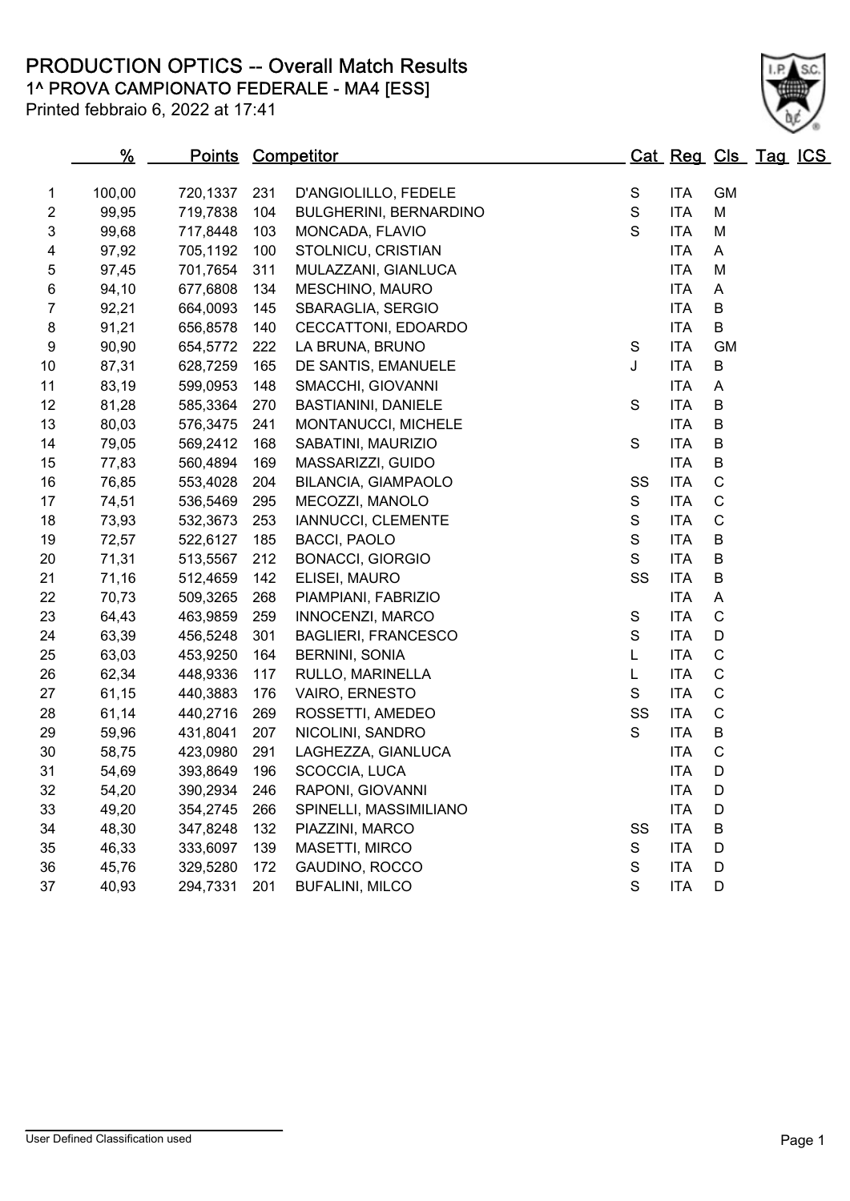# PRODUCTION OPTICS -- Overall Match Results

## 1^ PROVA CAMPIONATO FEDERALE - MA4 [ESS]

Printed febbraio 6, 2022 at 17:41

| | % | Points | Competitor | | Cat | Reg | Cls | Tag | ICS |
|---|---|---|---|---|---|---|---|---|---|
| 1 | 100,00 | 720,1337 | 231 | D'ANGIOLILLO, FEDELE | S | ITA | GM | | |
| 2 | 99,95 | 719,7838 | 104 | BULGHERINI, BERNARDINO | S | ITA | M | | |
| 3 | 99,68 | 717,8448 | 103 | MONCADA, FLAVIO | S | ITA | M | | |
| 4 | 97,92 | 705,1192 | 100 | STOLNICU, CRISTIAN | | ITA | A | | |
| 5 | 97,45 | 701,7654 | 311 | MULAZZANI, GIANLUCA | | ITA | M | | |
| 6 | 94,10 | 677,6808 | 134 | MESCHINO, MAURO | | ITA | A | | |
| 7 | 92,21 | 664,0093 | 145 | SBARAGLIA, SERGIO | | ITA | B | | |
| 8 | 91,21 | 656,8578 | 140 | CECCATTONI, EDOARDO | | ITA | B | | |
| 9 | 90,90 | 654,5772 | 222 | LA BRUNA, BRUNO | S | ITA | GM | | |
| 10 | 87,31 | 628,7259 | 165 | DE SANTIS, EMANUELE | J | ITA | B | | |
| 11 | 83,19 | 599,0953 | 148 | SMACCHI, GIOVANNI | | ITA | A | | |
| 12 | 81,28 | 585,3364 | 270 | BASTIANINI, DANIELE | S | ITA | B | | |
| 13 | 80,03 | 576,3475 | 241 | MONTANUCCI, MICHELE | | ITA | B | | |
| 14 | 79,05 | 569,2412 | 168 | SABATINI, MAURIZIO | S | ITA | B | | |
| 15 | 77,83 | 560,4894 | 169 | MASSARIZZI, GUIDO | | ITA | B | | |
| 16 | 76,85 | 553,4028 | 204 | BILANCIA, GIAMPAOLO | SS | ITA | C | | |
| 17 | 74,51 | 536,5469 | 295 | MECOZZI, MANOLO | S | ITA | C | | |
| 18 | 73,93 | 532,3673 | 253 | IANNUCCI, CLEMENTE | S | ITA | C | | |
| 19 | 72,57 | 522,6127 | 185 | BACCI, PAOLO | S | ITA | B | | |
| 20 | 71,31 | 513,5567 | 212 | BONACCI, GIORGIO | S | ITA | B | | |
| 21 | 71,16 | 512,4659 | 142 | ELISEI, MAURO | SS | ITA | B | | |
| 22 | 70,73 | 509,3265 | 268 | PIAMPIANI, FABRIZIO | | ITA | A | | |
| 23 | 64,43 | 463,9859 | 259 | INNOCENZI, MARCO | S | ITA | C | | |
| 24 | 63,39 | 456,5248 | 301 | BAGLIERI, FRANCESCO | S | ITA | D | | |
| 25 | 63,03 | 453,9250 | 164 | BERNINI, SONIA | L | ITA | C | | |
| 26 | 62,34 | 448,9336 | 117 | RULLO, MARINELLA | L | ITA | C | | |
| 27 | 61,15 | 440,3883 | 176 | VAIRO, ERNESTO | S | ITA | C | | |
| 28 | 61,14 | 440,2716 | 269 | ROSSETTI, AMEDEO | SS | ITA | C | | |
| 29 | 59,96 | 431,8041 | 207 | NICOLINI, SANDRO | S | ITA | B | | |
| 30 | 58,75 | 423,0980 | 291 | LAGHEZZA, GIANLUCA | | ITA | C | | |
| 31 | 54,69 | 393,8649 | 196 | SCOCCIA, LUCA | | ITA | D | | |
| 32 | 54,20 | 390,2934 | 246 | RAPONI, GIOVANNI | | ITA | D | | |
| 33 | 49,20 | 354,2745 | 266 | SPINELLI, MASSIMILIANO | | ITA | D | | |
| 34 | 48,30 | 347,8248 | 132 | PIAZZINI, MARCO | SS | ITA | B | | |
| 35 | 46,33 | 333,6097 | 139 | MASETTI, MIRCO | S | ITA | D | | |
| 36 | 45,76 | 329,5280 | 172 | GAUDINO, ROCCO | S | ITA | D | | |
| 37 | 40,93 | 294,7331 | 201 | BUFALINI, MILCO | S | ITA | D | | |

User Defined Classification used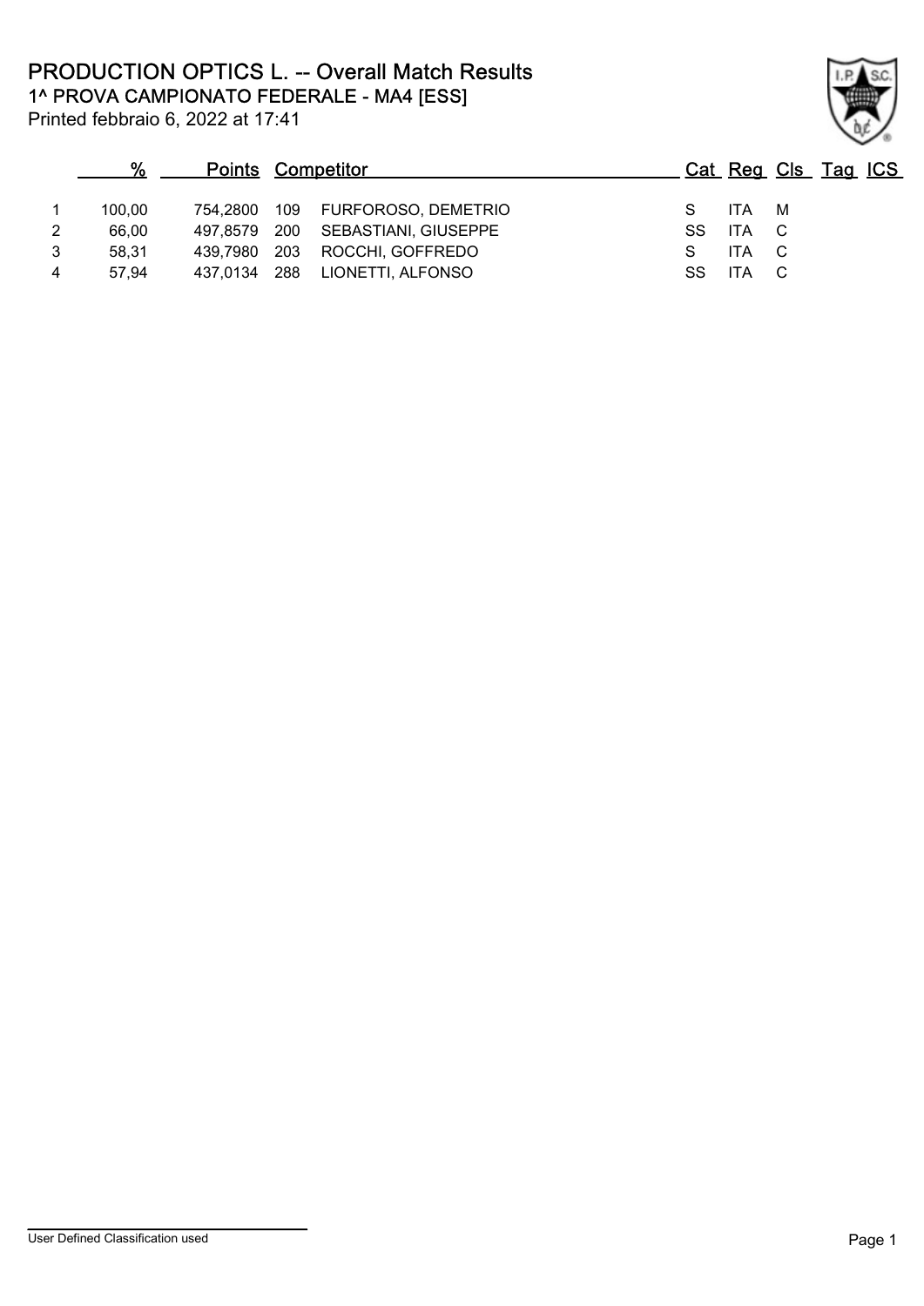# PRODUCTION OPTICS L. -- Overall Match Results

## 1^ PROVA CAMPIONATO FEDERALE - MA4 [ESS]

Printed febbraio 6, 2022 at 17:41

| | % | Points | Competitor | | Cat | Reg | Cls | Tag | ICS |
|---|---|---|---|---|---|---|---|---|---|
| 1 | 100,00 | 754,2800 | 109 | FURFOROSO, DEMETRIO | S | ITA | M | | |
| 2 | 66,00 | 497,8579 | 200 | SEBASTIANI, GIUSEPPE | SS | ITA | C | | |
| 3 | 58,31 | 439,7980 | 203 | ROCCHI, GOFFREDO | S | ITA | C | | |
| 4 | 57,94 | 437,0134 | 288 | LIONETTI, ALFONSO | SS | ITA | C | | |

User Defined Classification used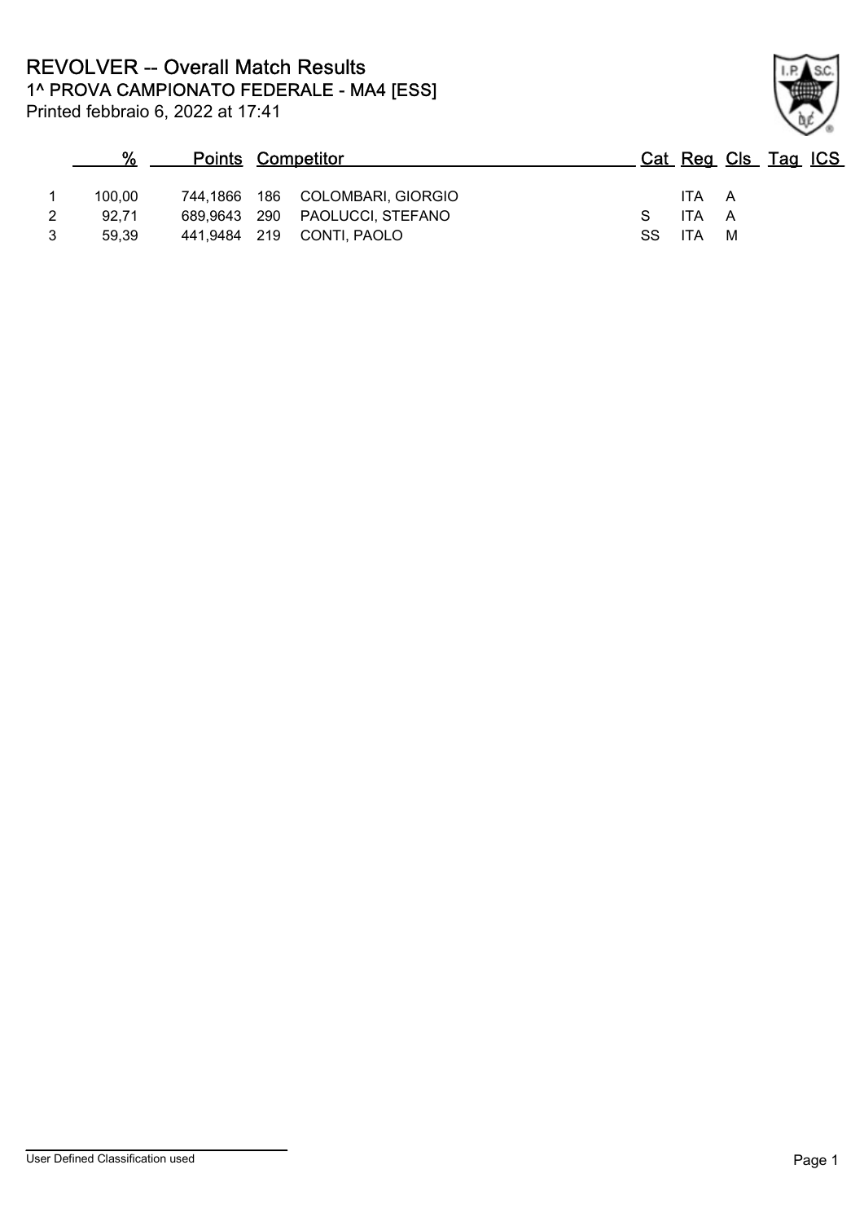# REVOLVER -- Overall Match Results

## 1^ PROVA CAMPIONATO FEDERALE - MA4 [ESS]

Printed febbraio 6, 2022 at 17:41

| | % | Points | | Competitor | Cat | Reg | Cls | Tag | ICS |
|---|---|---|---|---|---|---|---|---|---|
| 1 | 100,00 | 744,1866 | 186 | COLOMBARI, GIORGIO | | ITA | A | | |
| 2 | 92,71 | 689,9643 | 290 | PAOLUCCI, STEFANO | S | ITA | A | | |
| 3 | 59,39 | 441,9484 | 219 | CONTI, PAOLO | SS | ITA | M | | |

User Defined Classification used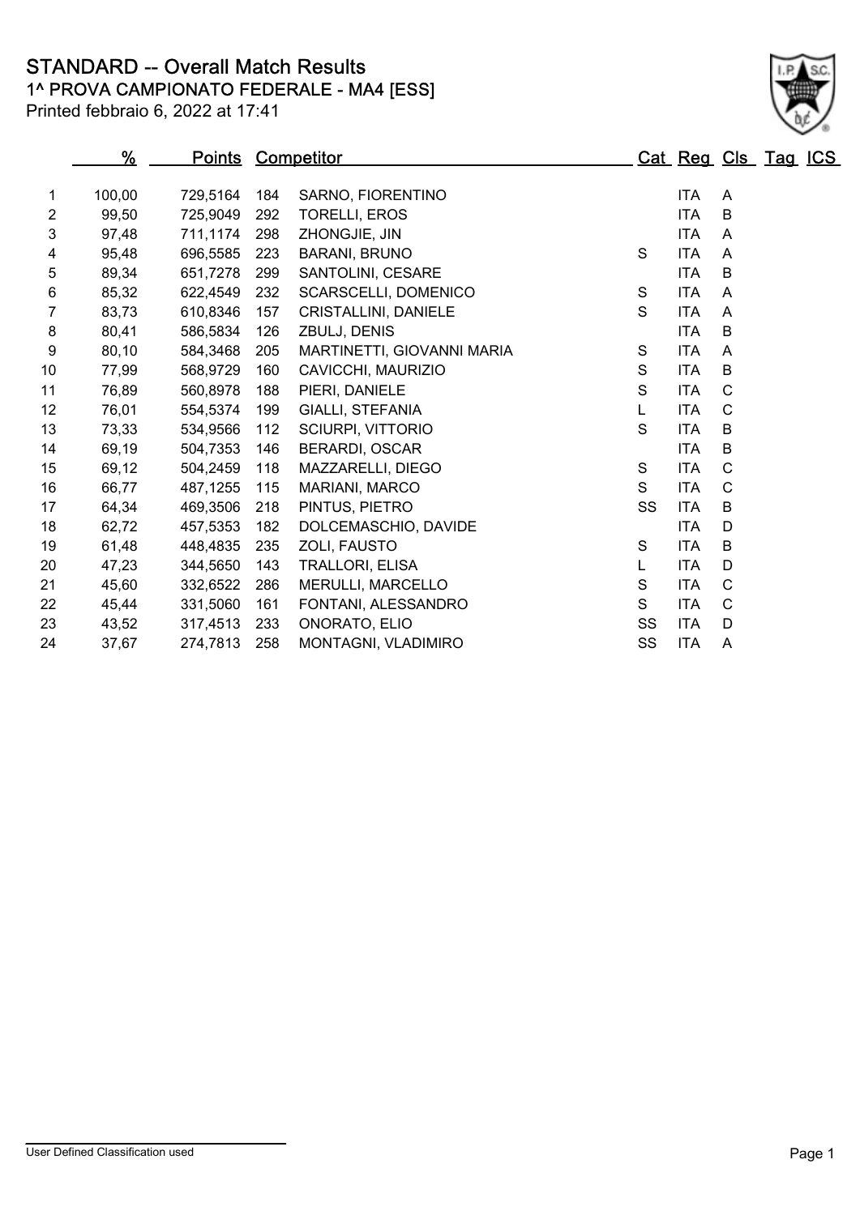# STANDARD -- Overall Match Results

## 1^ PROVA CAMPIONATO FEDERALE - MA4 [ESS]

Printed febbraio 6, 2022 at 17:41

| | % | Points | | Competitor | Cat | Reg | Cls | Tag | ICS |
|---|---|---|---|---|---|---|---|---|---|
| 1 | 100,00 | 729,5164 | 184 | SARNO, FIORENTINO | | ITA | A | | |
| 2 | 99,50 | 725,9049 | 292 | TORELLI, EROS | | ITA | B | | |
| 3 | 97,48 | 711,1174 | 298 | ZHONGJIE, JIN | | ITA | A | | |
| 4 | 95,48 | 696,5585 | 223 | BARANI, BRUNO | S | ITA | A | | |
| 5 | 89,34 | 651,7278 | 299 | SANTOLINI, CESARE | | ITA | B | | |
| 6 | 85,32 | 622,4549 | 232 | SCARSCELLI, DOMENICO | S | ITA | A | | |
| 7 | 83,73 | 610,8346 | 157 | CRISTALLINI, DANIELE | S | ITA | A | | |
| 8 | 80,41 | 586,5834 | 126 | ZBULJ, DENIS | | ITA | B | | |
| 9 | 80,10 | 584,3468 | 205 | MARTINETTI, GIOVANNI MARIA | S | ITA | A | | |
| 10 | 77,99 | 568,9729 | 160 | CAVICCHI, MAURIZIO | S | ITA | B | | |
| 11 | 76,89 | 560,8978 | 188 | PIERI, DANIELE | S | ITA | C | | |
| 12 | 76,01 | 554,5374 | 199 | GIALLI, STEFANIA | L | ITA | C | | |
| 13 | 73,33 | 534,9566 | 112 | SCIURPI, VITTORIO | S | ITA | B | | |
| 14 | 69,19 | 504,7353 | 146 | BERARDI, OSCAR | | ITA | B | | |
| 15 | 69,12 | 504,2459 | 118 | MAZZARELLI, DIEGO | S | ITA | C | | |
| 16 | 66,77 | 487,1255 | 115 | MARIANI, MARCO | S | ITA | C | | |
| 17 | 64,34 | 469,3506 | 218 | PINTUS, PIETRO | SS | ITA | B | | |
| 18 | 62,72 | 457,5353 | 182 | DOLCEMASCHIO, DAVIDE | | ITA | D | | |
| 19 | 61,48 | 448,4835 | 235 | ZOLI, FAUSTO | S | ITA | B | | |
| 20 | 47,23 | 344,5650 | 143 | TRALLORI, ELISA | L | ITA | D | | |
| 21 | 45,60 | 332,6522 | 286 | MERULLI, MARCELLO | S | ITA | C | | |
| 22 | 45,44 | 331,5060 | 161 | FONTANI, ALESSANDRO | S | ITA | C | | |
| 23 | 43,52 | 317,4513 | 233 | ONORATO, ELIO | SS | ITA | D | | |
| 24 | 37,67 | 274,7813 | 258 | MONTAGNI, VLADIMIRO | SS | ITA | A | | |

User Defined Classification used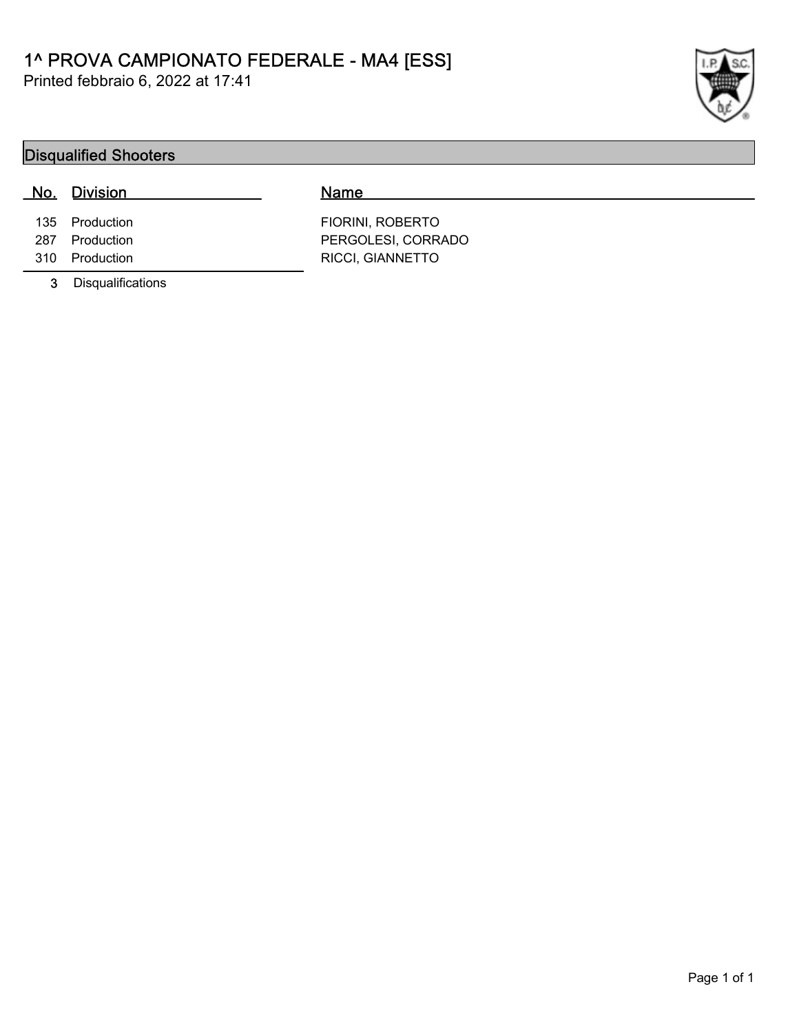# 1^ PROVA CAMPIONATO FEDERALE - MA4 [ESS]

Printed febbraio 6, 2022 at 17:41

## Disqualified Shooters

| No. | Division | Name |
|---|---|---|
| 135 | Production | FIORINI, ROBERTO |
| 287 | Production | PERGOLESI, CORRADO |
| 310 | Production | RICCI, GIANNETTO |

3 Disqualifications